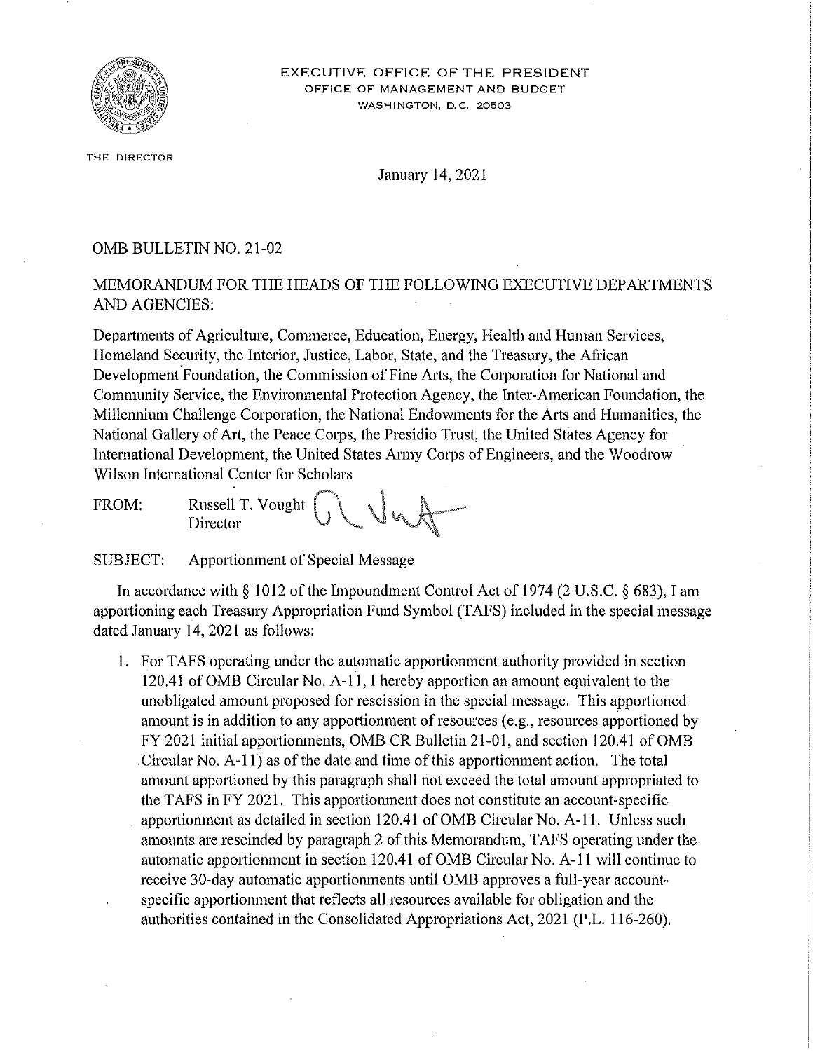EXECUTIVE OFFICE OF THE PRESIDENT
OFFICE OF MANAGEMENT AND BUDGET
WASHINGTON, D.C. 20503

THE DIRECTOR

January 14, 2021

OMB BULLETIN NO. 21-02

MEMORANDUM FOR THE HEADS OF THE FOLLOWING EXECUTIVE DEPARTMENTS AND AGENCIES:

Departments of Agriculture, Commerce, Education, Energy, Health and Human Services, Homeland Security, the Interior, Justice, Labor, State, and the Treasury, the African Development Foundation, the Commission of Fine Arts, the Corporation for National and Community Service, the Environmental Protection Agency, the Inter-American Foundation, the Millennium Challenge Corporation, the National Endowments for the Arts and Humanities, the National Gallery of Art, the Peace Corps, the Presidio Trust, the United States Agency for International Development, the United States Army Corps of Engineers, and the Woodrow Wilson International Center for Scholars

FROM: Russell T. Vought
Director

SUBJECT: Apportionment of Special Message

In accordance with § 1012 of the Impoundment Control Act of 1974 (2 U.S.C. § 683), I am apportioning each Treasury Appropriation Fund Symbol (TAFS) included in the special message dated January 14, 2021 as follows:

1. For TAFS operating under the automatic apportionment authority provided in section 120.41 of OMB Circular No. A-11, I hereby apportion an amount equivalent to the unobligated amount proposed for rescission in the special message. This apportioned amount is in addition to any apportionment of resources (e.g., resources apportioned by FY 2021 initial apportionments, OMB CR Bulletin 21-01, and section 120.41 of OMB Circular No. A-11) as of the date and time of this apportionment action. The total amount apportioned by this paragraph shall not exceed the total amount appropriated to the TAFS in FY 2021. This apportionment does not constitute an account-specific apportionment as detailed in section 120.41 of OMB Circular No. A-11. Unless such amounts are rescinded by paragraph 2 of this Memorandum, TAFS operating under the automatic apportionment in section 120.41 of OMB Circular No. A-11 will continue to receive 30-day automatic apportionments until OMB approves a full-year account-specific apportionment that reflects all resources available for obligation and the authorities contained in the Consolidated Appropriations Act, 2021 (P.L. 116-260).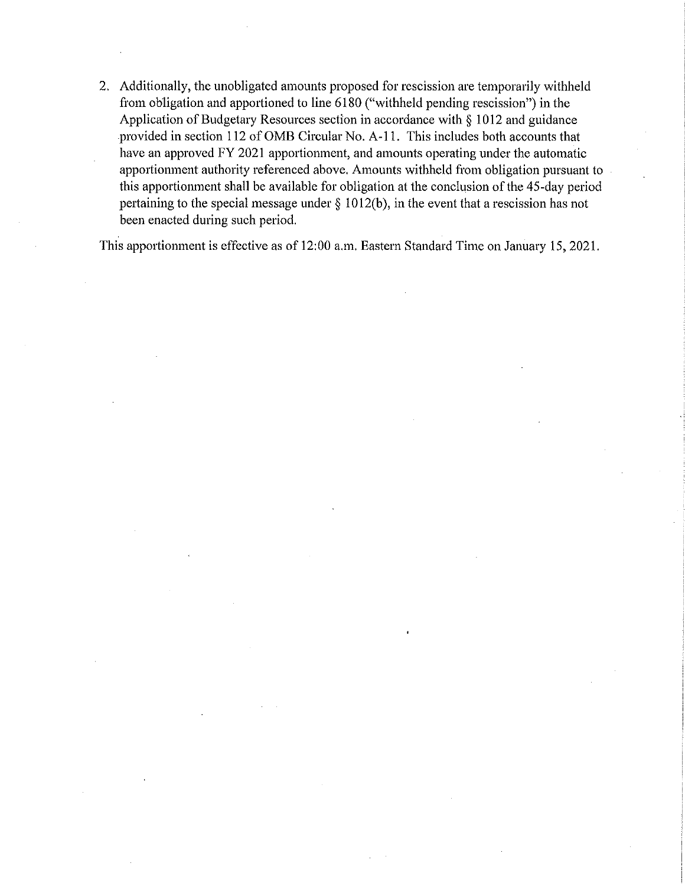2. Additionally, the unobligated amounts proposed for rescission are temporarily withheld from obligation and apportioned to line 6180 ("withheld pending rescission") in the Application of Budgetary Resources section in accordance with § 1012 and guidance provided in section 112 of OMB Circular No. A-11. This includes both accounts that have an approved FY 2021 apportionment, and amounts operating under the automatic apportionment authority referenced above. Amounts withheld from obligation pursuant to this apportionment shall be available for obligation at the conclusion of the 45-day period pertaining to the special message under § 1012(b), in the event that a rescission has not been enacted during such period.

This apportionment is effective as of 12:00 a.m. Eastern Standard Time on January 15, 2021.